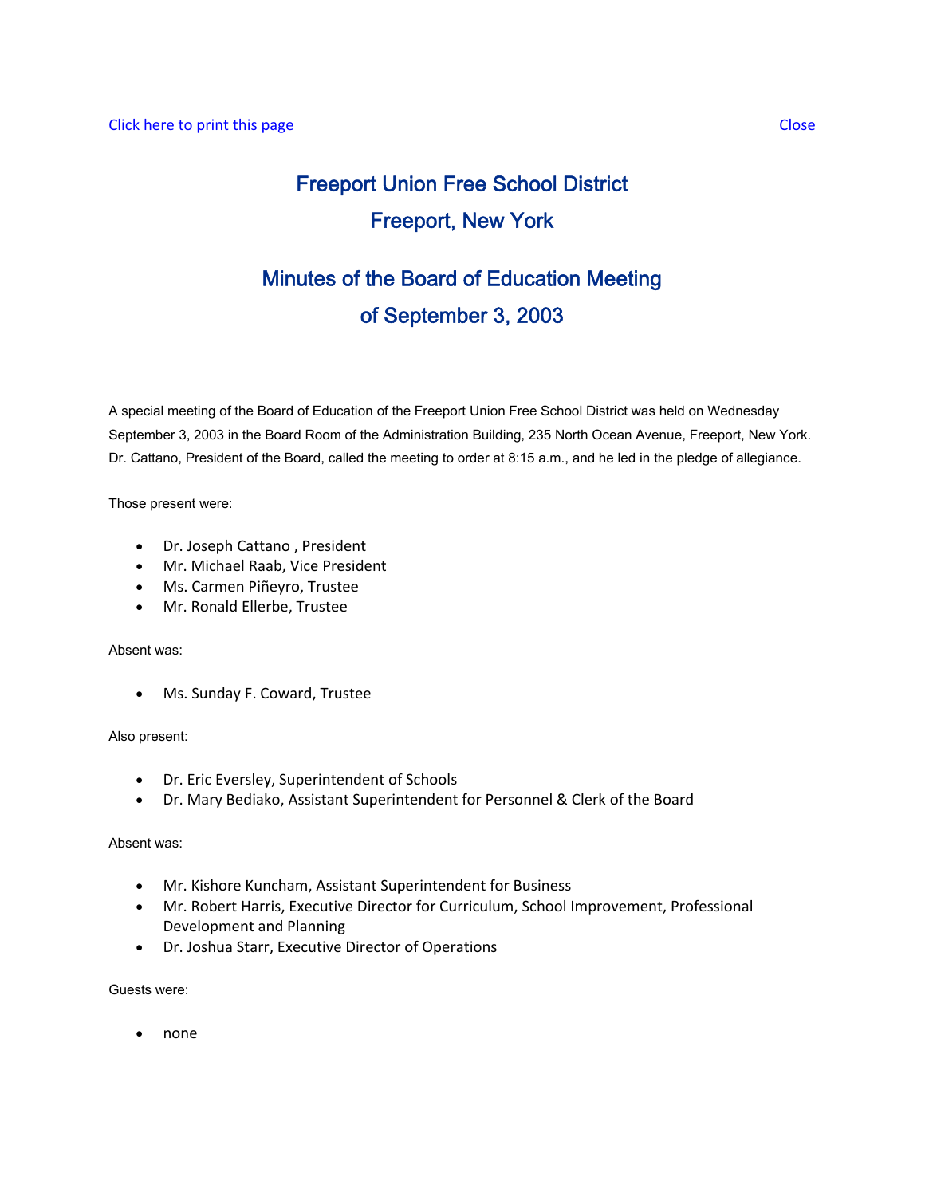Click here to print this page Close

# Freeport Union Free School District
# Freeport, New York

## Minutes of the Board of Education Meeting
## of September 3, 2003

A special meeting of the Board of Education of the Freeport Union Free School District was held on Wednesday September 3, 2003 in the Board Room of the Administration Building, 235 North Ocean Avenue, Freeport, New York. Dr. Cattano, President of the Board, called the meeting to order at 8:15 a.m., and he led in the pledge of allegiance.

Those present were:

- Dr. Joseph Cattano , President
- Mr. Michael Raab, Vice President
- Ms. Carmen Piñeyro, Trustee
- Mr. Ronald Ellerbe, Trustee

Absent was:

- Ms. Sunday F. Coward, Trustee

Also present:

- Dr. Eric Eversley, Superintendent of Schools
- Dr. Mary Bediako, Assistant Superintendent for Personnel & Clerk of the Board

Absent was:

- Mr. Kishore Kuncham, Assistant Superintendent for Business
- Mr. Robert Harris, Executive Director for Curriculum, School Improvement, Professional Development and Planning
- Dr. Joshua Starr, Executive Director of Operations

Guests were:

- none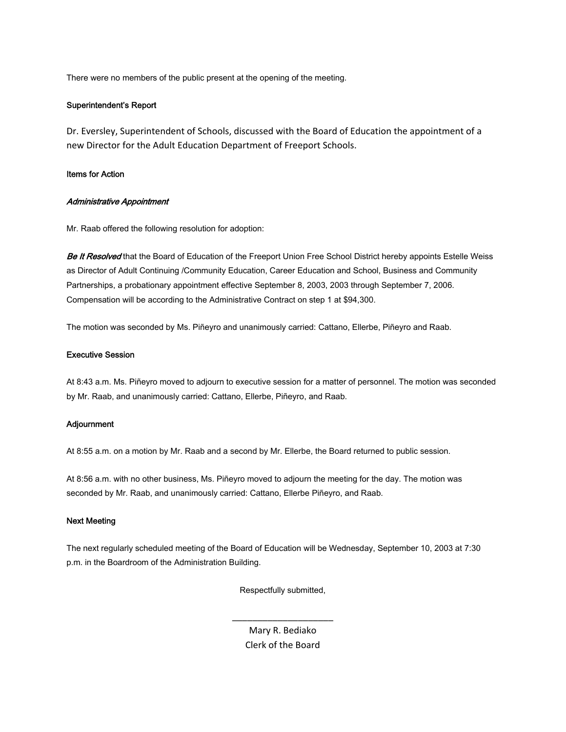There were no members of the public present at the opening of the meeting.

### Superintendent's Report

Dr. Eversley, Superintendent of Schools, discussed with the Board of Education the appointment of a new Director for the Adult Education Department of Freeport Schools.

### Items for Action

#### *Administrative Appointment*

Mr. Raab offered the following resolution for adoption:

***Be It Resolved*** that the Board of Education of the Freeport Union Free School District hereby appoints Estelle Weiss as Director of Adult Continuing /Community Education, Career Education and School, Business and Community Partnerships, a probationary appointment effective September 8, 2003, 2003 through September 7, 2006. Compensation will be according to the Administrative Contract on step 1 at $94,300.

The motion was seconded by Ms. Piñeyro and unanimously carried: Cattano, Ellerbe, Piñeyro and Raab.

### Executive Session

At 8:43 a.m. Ms. Piñeyro moved to adjourn to executive session for a matter of personnel. The motion was seconded by Mr. Raab, and unanimously carried: Cattano, Ellerbe, Piñeyro, and Raab.

### Adjournment

At 8:55 a.m. on a motion by Mr. Raab and a second by Mr. Ellerbe, the Board returned to public session.

At 8:56 a.m. with no other business, Ms. Piñeyro moved to adjourn the meeting for the day. The motion was seconded by Mr. Raab, and unanimously carried: Cattano, Ellerbe Piñeyro, and Raab.

### Next Meeting

The next regularly scheduled meeting of the Board of Education will be Wednesday, September 10, 2003 at 7:30 p.m. in the Boardroom of the Administration Building.

Respectfully submitted,

______________________

Mary R. Bediako
Clerk of the Board